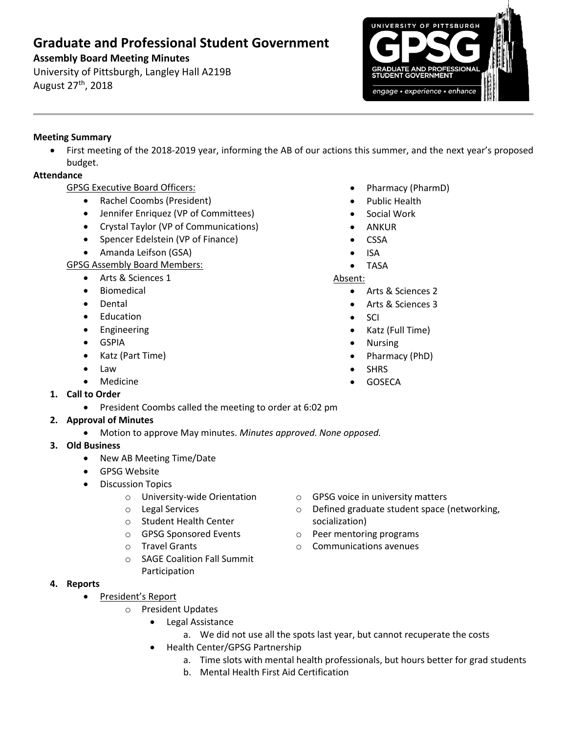# Graduate and Professional Student Government

**Assembly Board Meeting Minutes**

University of Pittsburgh, Langley Hall A219B

August 27th, 2018

---

**Meeting Summary**

- First meeting of the 2018-2019 year, informing the AB of our actions this summer, and the next year's proposed budget.

**Attendance**

GPSG Executive Board Officers:

- Rachel Coombs (President)
- Jennifer Enriquez (VP of Committees)
- Crystal Taylor (VP of Communications)
- Spencer Edelstein (VP of Finance)
- Amanda Leifson (GSA)

GPSG Assembly Board Members:

- Arts & Sciences 1
- Biomedical
- Dental
- Education
- Engineering
- GSPIA
- Katz (Part Time)
- Law
- Medicine
- Pharmacy (PharmD)
- Public Health
- Social Work
- ANKUR
- CSSA
- ISA
- TASA

Absent:

- Arts & Sciences 2
- Arts & Sciences 3
- SCI
- Katz (Full Time)
- Nursing
- Pharmacy (PhD)
- SHRS
- GOSECA

1. **Call to Order**
    - President Coombs called the meeting to order at 6:02 pm
2. **Approval of Minutes**
    - Motion to approve May minutes. *Minutes approved. None opposed.*
3. **Old Business**
    - New AB Meeting Time/Date
    - GPSG Website
    - Discussion Topics
        - University-wide Orientation
        - Legal Services
        - Student Health Center
        - GPSG Sponsored Events
        - Travel Grants
        - SAGE Coalition Fall Summit Participation
        - GPSG voice in university matters
        - Defined graduate student space (networking, socialization)
        - Peer mentoring programs
        - Communications avenues
4. **Reports**
    - President's Report
        - President Updates
            - Legal Assistance
                a. We did not use all the spots last year, but cannot recuperate the costs
            - Health Center/GPSG Partnership
                a. Time slots with mental health professionals, but hours better for grad students
                b. Mental Health First Aid Certification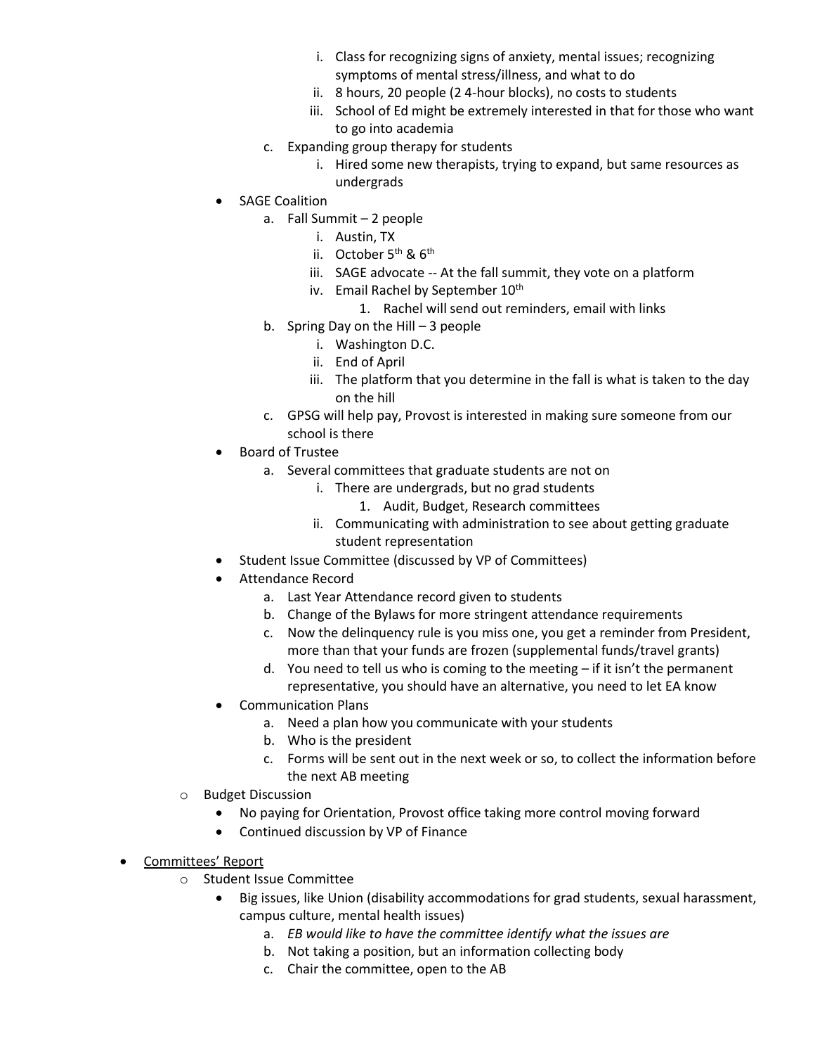i. Class for recognizing signs of anxiety, mental issues; recognizing symptoms of mental stress/illness, and what to do
            ii. 8 hours, 20 people (2 4-hour blocks), no costs to students
            iii. School of Ed might be extremely interested in that for those who want to go into academia
        c. Expanding group therapy for students
            i. Hired some new therapists, trying to expand, but same resources as undergrads

- SAGE Coalition
    a. Fall Summit – 2 people
        i. Austin, TX
        ii. October 5th & 6th
        iii. SAGE advocate -- At the fall summit, they vote on a platform
        iv. Email Rachel by September 10th
            1. Rachel will send out reminders, email with links
    b. Spring Day on the Hill – 3 people
        i. Washington D.C.
        ii. End of April
        iii. The platform that you determine in the fall is what is taken to the day on the hill
    c. GPSG will help pay, Provost is interested in making sure someone from our school is there
- Board of Trustee
    a. Several committees that graduate students are not on
        i. There are undergrads, but no grad students
            1. Audit, Budget, Research committees
        ii. Communicating with administration to see about getting graduate student representation
- Student Issue Committee (discussed by VP of Committees)
- Attendance Record
    a. Last Year Attendance record given to students
    b. Change of the Bylaws for more stringent attendance requirements
    c. Now the delinquency rule is you miss one, you get a reminder from President, more than that your funds are frozen (supplemental funds/travel grants)
    d. You need to tell us who is coming to the meeting – if it isn't the permanent representative, you should have an alternative, you need to let EA know
- Communication Plans
    a. Need a plan how you communicate with your students
    b. Who is the president
    c. Forms will be sent out in the next week or so, to collect the information before the next AB meeting

- Budget Discussion
    - No paying for Orientation, Provost office taking more control moving forward
    - Continued discussion by VP of Finance

- <u>Committees' Report</u>
    - Student Issue Committee
        - Big issues, like Union (disability accommodations for grad students, sexual harassment, campus culture, mental health issues)
            a. *EB would like to have the committee identify what the issues are*
            b. Not taking a position, but an information collecting body
            c. Chair the committee, open to the AB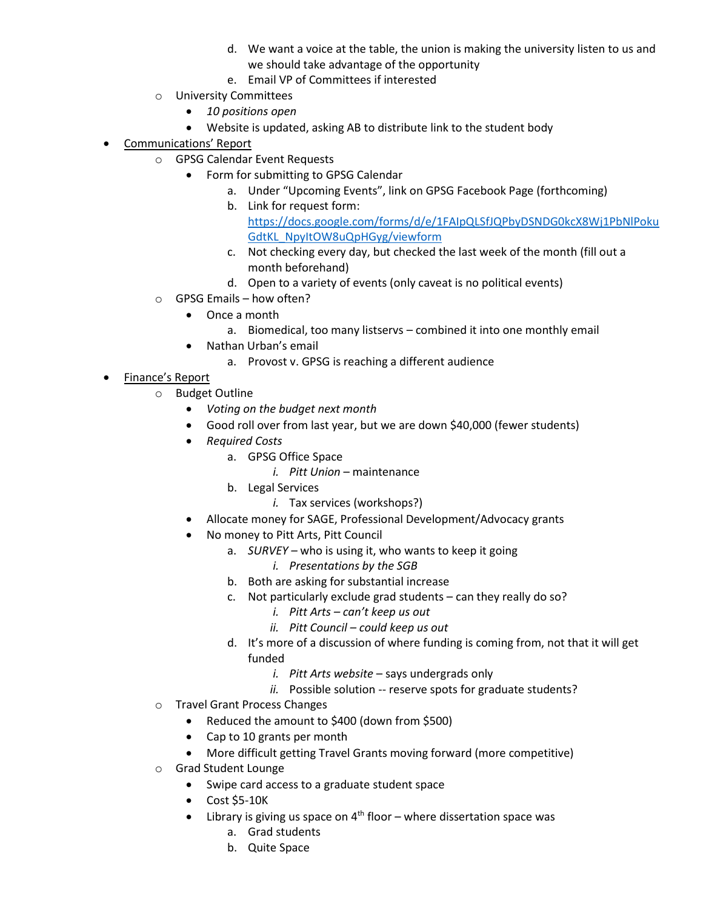d. We want a voice at the table, the union is making the university listen to us and we should take advantage of the opportunity
   e. Email VP of Committees if interested

- University Committees
  - *10 positions open*
  - Website is updated, asking AB to distribute link to the student body

- <u>Communications' Report</u>
  - GPSG Calendar Event Requests
    - Form for submitting to GPSG Calendar
      a. Under "Upcoming Events", link on GPSG Facebook Page (forthcoming)
      b. Link for request form: [https://docs.google.com/forms/d/e/1FAIpQLSfJQPbyDSNDG0kcX8Wj1PbNlPokuGdtKL_NpyItOW8uQpHGyg/viewform](https://docs.google.com/forms/d/e/1FAIpQLSfJQPbyDSNDG0kcX8Wj1PbNlPokuGdtKL_NpyItOW8uQpHGyg/viewform)
      c. Not checking every day, but checked the last week of the month (fill out a month beforehand)
      d. Open to a variety of events (only caveat is no political events)
  - GPSG Emails – how often?
    - Once a month
      a. Biomedical, too many listservs – combined it into one monthly email
    - Nathan Urban's email
      a. Provost v. GPSG is reaching a different audience

- <u>Finance's Report</u>
  - Budget Outline
    - *Voting on the budget next month*
    - Good roll over from last year, but we are down $40,000 (fewer students)
    - *Required Costs*
      a. GPSG Office Space
         i. *Pitt Union* – maintenance
      b. Legal Services
         i. Tax services (workshops?)
    - Allocate money for SAGE, Professional Development/Advocacy grants
    - No money to Pitt Arts, Pitt Council
      a. *SURVEY* – who is using it, who wants to keep it going
         i. *Presentations by the SGB*
      b. Both are asking for substantial increase
      c. Not particularly exclude grad students – can they really do so?
         i. *Pitt Arts – can't keep us out*
         ii. *Pitt Council – could keep us out*
      d. It's more of a discussion of where funding is coming from, not that it will get funded
         i. *Pitt Arts website* – says undergrads only
         ii. Possible solution -- reserve spots for graduate students?
  - Travel Grant Process Changes
    - Reduced the amount to $400 (down from $500)
    - Cap to 10 grants per month
    - More difficult getting Travel Grants moving forward (more competitive)
  - Grad Student Lounge
    - Swipe card access to a graduate student space
    - Cost $5-10K
    - Library is giving us space on 4th floor – where dissertation space was
      a. Grad students
      b. Quite Space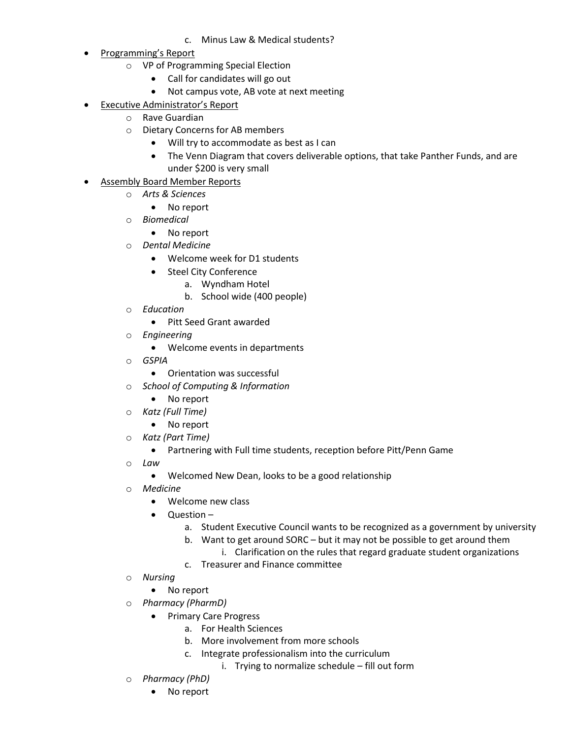c. Minus Law & Medical students?

- Programming's Report
  - VP of Programming Special Election
    - Call for candidates will go out
    - Not campus vote, AB vote at next meeting
- Executive Administrator's Report
  - Rave Guardian
  - Dietary Concerns for AB members
    - Will try to accommodate as best as I can
    - The Venn Diagram that covers deliverable options, that take Panther Funds, and are under $200 is very small
- Assembly Board Member Reports
  - *Arts & Sciences*
    - No report
  - *Biomedical*
    - No report
  - *Dental Medicine*
    - Welcome week for D1 students
    - Steel City Conference
      a. Wyndham Hotel
      b. School wide (400 people)
  - *Education*
    - Pitt Seed Grant awarded
  - *Engineering*
    - Welcome events in departments
  - *GSPIA*
    - Orientation was successful
  - *School of Computing & Information*
    - No report
  - *Katz (Full Time)*
    - No report
  - *Katz (Part Time)*
    - Partnering with Full time students, reception before Pitt/Penn Game
  - *Law*
    - Welcomed New Dean, looks to be a good relationship
  - *Medicine*
    - Welcome new class
    - Question –
      a. Student Executive Council wants to be recognized as a government by university
      b. Want to get around SORC – but it may not be possible to get around them
         i. Clarification on the rules that regard graduate student organizations
      c. Treasurer and Finance committee
  - *Nursing*
    - No report
  - *Pharmacy (PharmD)*
    - Primary Care Progress
      a. For Health Sciences
      b. More involvement from more schools
      c. Integrate professionalism into the curriculum
         i. Trying to normalize schedule – fill out form
  - *Pharmacy (PhD)*
    - No report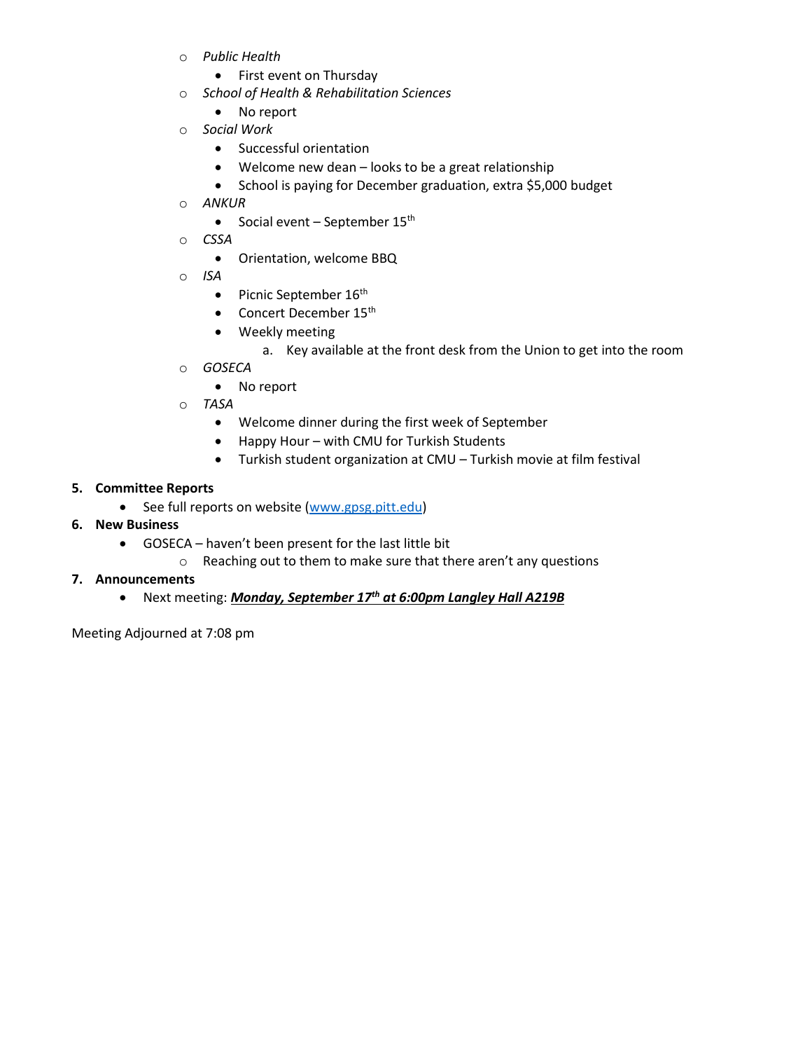- *Public Health*
  - First event on Thursday
- *School of Health & Rehabilitation Sciences*
  - No report
- *Social Work*
  - Successful orientation
  - Welcome new dean – looks to be a great relationship
  - School is paying for December graduation, extra $5,000 budget
- *ANKUR*
  - Social event – September 15th
- *CSSA*
  - Orientation, welcome BBQ
- *ISA*
  - Picnic September 16th
  - Concert December 15th
  - Weekly meeting
    a. Key available at the front desk from the Union to get into the room
- *GOSECA*
  - No report
- *TASA*
  - Welcome dinner during the first week of September
  - Happy Hour – with CMU for Turkish Students
  - Turkish student organization at CMU – Turkish movie at film festival

**5. Committee Reports**

- See full reports on website ([www.gpsg.pitt.edu](www.gpsg.pitt.edu))

**6. New Business**

- GOSECA – haven't been present for the last little bit
  - Reaching out to them to make sure that there aren't any questions

**7. Announcements**

- Next meeting: ***Monday, September 17th at 6:00pm Langley Hall A219B***

Meeting Adjourned at 7:08 pm